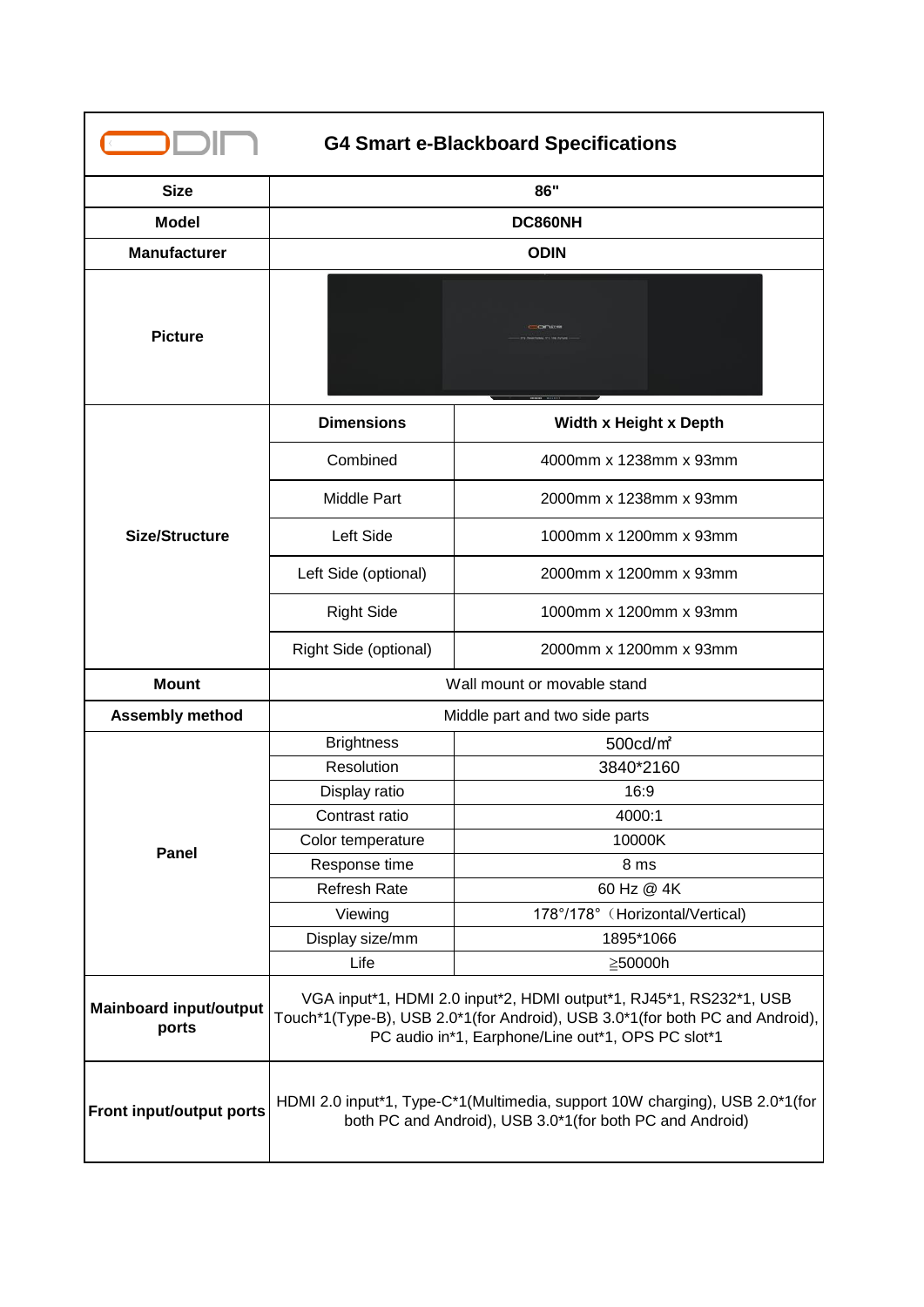# G4 Smart e-Blackboard Specifications

| | | |
|---|---|---|
| **Size** | **86"** | |
| **Model** | **DC860NH** | |
| **Manufacturer** | **ODIN** | |
| **Picture** | | |
| **Size/Structure** | **Dimensions** | **Width x Height x Depth** |
| | Combined | 4000mm x 1238mm x 93mm |
| | Middle Part | 2000mm x 1238mm x 93mm |
| | Left Side | 1000mm x 1200mm x 93mm |
| | Left Side (optional) | 2000mm x 1200mm x 93mm |
| | Right Side | 1000mm x 1200mm x 93mm |
| | Right Side (optional) | 2000mm x 1200mm x 93mm |
| **Mount** | Wall mount or movable stand | |
| **Assembly method** | Middle part and two side parts | |
| **Panel** | Brightness | 500cd/㎡ |
| | Resolution | 3840*2160 |
| | Display ratio | 16:9 |
| | Contrast ratio | 4000:1 |
| | Color temperature | 10000K |
| | Response time | 8 ms |
| | Refresh Rate | 60 Hz @ 4K |
| | Viewing | 178°/178°（Horizontal/Vertical) |
| | Display size/mm | 1895*1066 |
| | Life | ≧50000h |
| **Mainboard input/output ports** | VGA input*1, HDMI 2.0 input*2, HDMI output*1, RJ45*1, RS232*1, USB Touch*1(Type-B), USB 2.0*1(for Android), USB 3.0*1(for both PC and Android), PC audio in*1, Earphone/Line out*1, OPS PC slot*1 | |
| **Front input/output ports** | HDMI 2.0 input*1, Type-C*1(Multimedia, support 10W charging), USB 2.0*1(for both PC and Android), USB 3.0*1(for both PC and Android) | |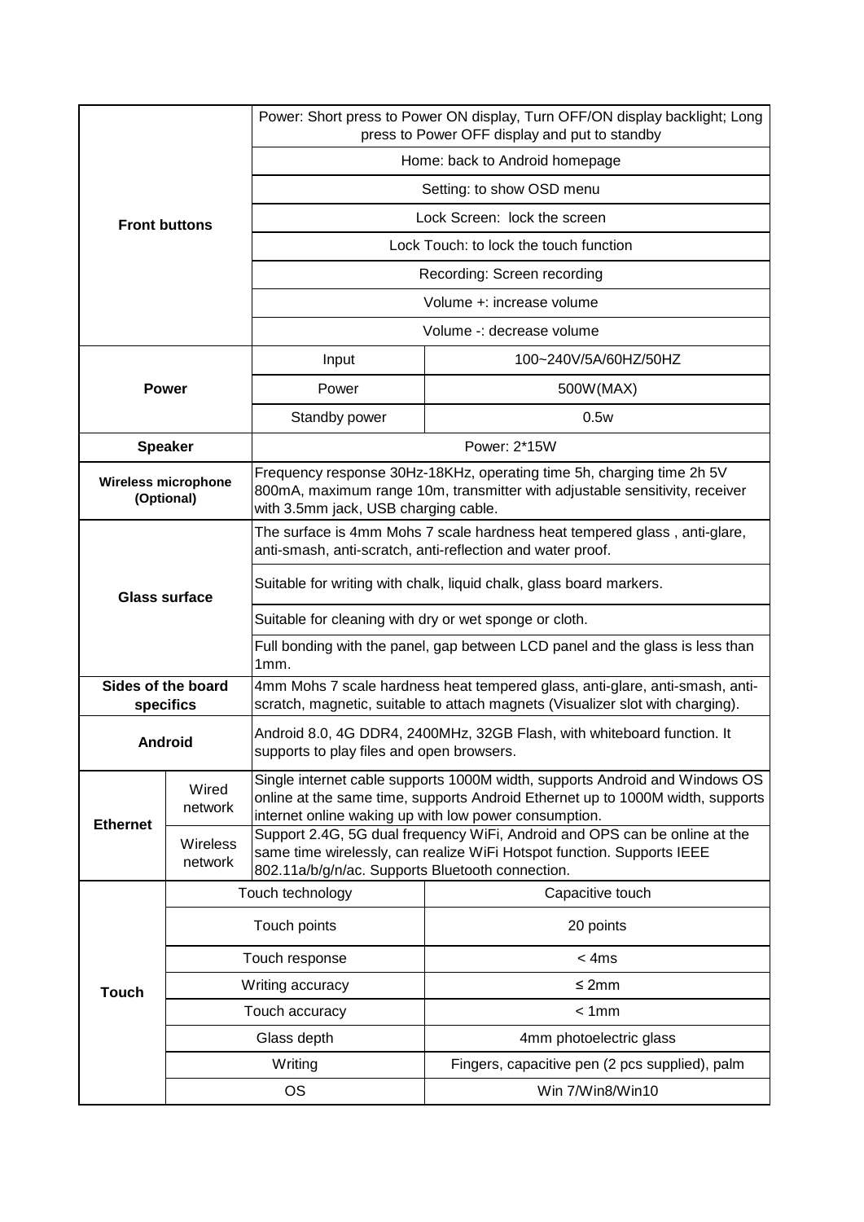| | | | |
|---|---|---|---|
| **Front buttons** | | Power: Short press to Power ON display, Turn OFF/ON display backlight; Long press to Power OFF display and put to standby | |
| | | Home: back to Android homepage | |
| | | Setting: to show OSD menu | |
| | | Lock Screen: lock the screen | |
| | | Lock Touch: to lock the touch function | |
| | | Recording: Screen recording | |
| | | Volume +: increase volume | |
| | | Volume -: decrease volume | |
| **Power** | | Input | 100~240V/5A/60HZ/50HZ |
| | | Power | 500W(MAX) |
| | | Standby power | 0.5w |
| **Speaker** | | Power: 2*15W | |
| **Wireless microphone (Optional)** | | Frequency response 30Hz-18KHz, operating time 5h, charging time 2h 5V 800mA, maximum range 10m, transmitter with adjustable sensitivity, receiver with 3.5mm jack, USB charging cable. | |
| **Glass surface** | | The surface is 4mm Mohs 7 scale hardness heat tempered glass , anti-glare, anti-smash, anti-scratch, anti-reflection and water proof. | |
| | | Suitable for writing with chalk, liquid chalk, glass board markers. | |
| | | Suitable for cleaning with dry or wet sponge or cloth. | |
| | | Full bonding with the panel, gap between LCD panel and the glass is less than 1mm. | |
| **Sides of the board specifics** | | 4mm Mohs 7 scale hardness heat tempered glass, anti-glare, anti-smash, anti-scratch, magnetic, suitable to attach magnets (Visualizer slot with charging). | |
| **Android** | | Android 8.0, 4G DDR4, 2400MHz, 32GB Flash, with whiteboard function. It supports to play files and open browsers. | |
| **Ethernet** | Wired network | Single internet cable supports 1000M width, supports Android and Windows OS online at the same time, supports Android Ethernet up to 1000M width, supports internet online waking up with low power consumption. | |
| | Wireless network | Support 2.4G, 5G dual frequency WiFi, Android and OPS can be online at the same time wirelessly, can realize WiFi Hotspot function. Supports IEEE 802.11a/b/g/n/ac. Supports Bluetooth connection. | |
| **Touch** | Touch technology | | Capacitive touch |
| | Touch points | | 20 points |
| | Touch response | | < 4ms |
| | Writing accuracy | | ≤ 2mm |
| | Touch accuracy | | < 1mm |
| | Glass depth | | 4mm photoelectric glass |
| | Writing | | Fingers, capacitive pen (2 pcs supplied), palm |
| | OS | | Win 7/Win8/Win10 |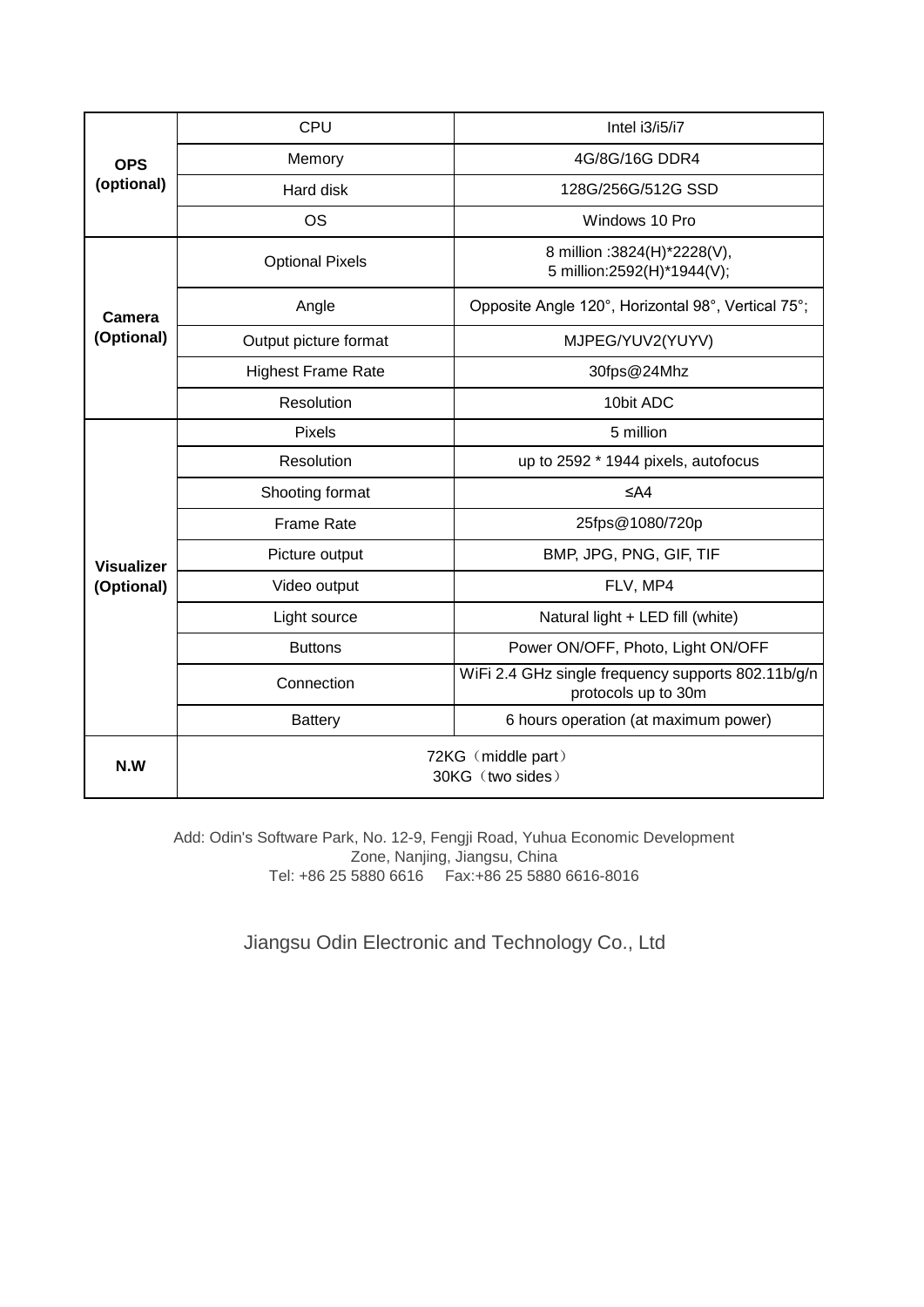| | | |
|---|---|---|
| **OPS (optional)** | CPU | Intel i3/i5/i7 |
| | Memory | 4G/8G/16G DDR4 |
| | Hard disk | 128G/256G/512G SSD |
| | OS | Windows 10 Pro |
| **Camera (Optional)** | Optional Pixels | 8 million :3824(H)*2228(V),<br>5 million:2592(H)*1944(V); |
| | Angle | Opposite Angle 120°, Horizontal 98°, Vertical 75°; |
| | Output picture format | MJPEG/YUV2(YUYV) |
| | Highest Frame Rate | 30fps@24Mhz |
| | Resolution | 10bit ADC |
| **Visualizer (Optional)** | Pixels | 5 million |
| | Resolution | up to 2592 * 1944 pixels, autofocus |
| | Shooting format | ≤A4 |
| | Frame Rate | 25fps@1080/720p |
| | Picture output | BMP, JPG, PNG, GIF, TIF |
| | Video output | FLV, MP4 |
| | Light source | Natural light + LED fill (white) |
| | Buttons | Power ON/OFF, Photo, Light ON/OFF |
| | Connection | WiFi 2.4 GHz single frequency supports 802.11b/g/n protocols up to 30m |
| | Battery | 6 hours operation (at maximum power) |
| **N.W** | 72KG（middle part）<br>30KG（two sides） | |

Add: Odin's Software Park, No. 12-9, Fengji Road, Yuhua Economic Development Zone, Nanjing, Jiangsu, China
Tel: +86 25 5880 6616 Fax:+86 25 5880 6616-8016

Jiangsu Odin Electronic and Technology Co., Ltd